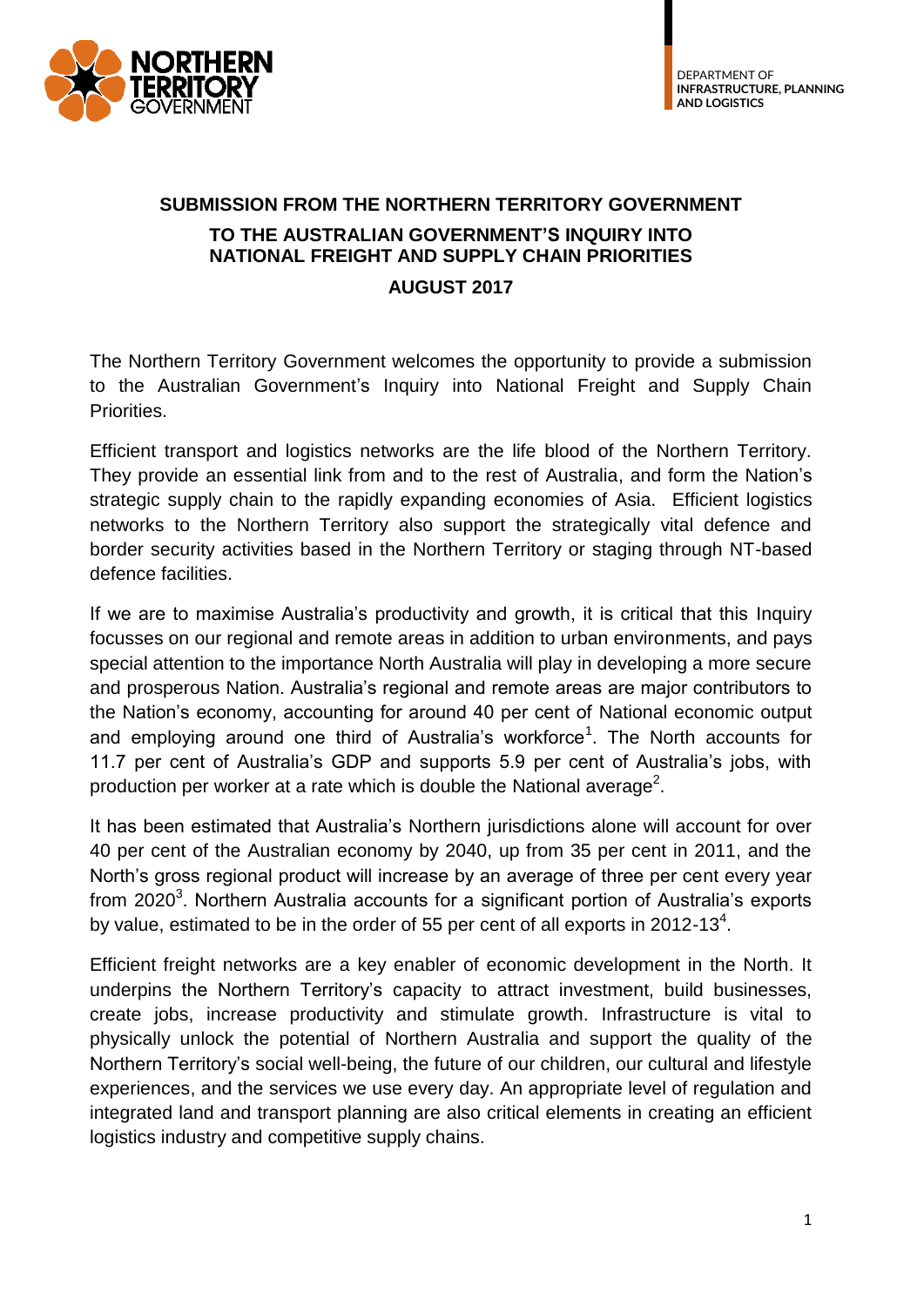DEPARTMENT OF
**INFRASTRUCTURE, PLANNING AND LOGISTICS**

## SUBMISSION FROM THE NORTHERN TERRITORY GOVERNMENT

### TO THE AUSTRALIAN GOVERNMENT'S INQUIRY INTO NATIONAL FREIGHT AND SUPPLY CHAIN PRIORITIES

### AUGUST 2017

The Northern Territory Government welcomes the opportunity to provide a submission to the Australian Government's Inquiry into National Freight and Supply Chain Priorities.

Efficient transport and logistics networks are the life blood of the Northern Territory. They provide an essential link from and to the rest of Australia, and form the Nation's strategic supply chain to the rapidly expanding economies of Asia. Efficient logistics networks to the Northern Territory also support the strategically vital defence and border security activities based in the Northern Territory or staging through NT-based defence facilities.

If we are to maximise Australia's productivity and growth, it is critical that this Inquiry focusses on our regional and remote areas in addition to urban environments, and pays special attention to the importance North Australia will play in developing a more secure and prosperous Nation. Australia's regional and remote areas are major contributors to the Nation's economy, accounting for around 40 per cent of National economic output and employing around one third of Australia's workforce[1]. The North accounts for 11.7 per cent of Australia's GDP and supports 5.9 per cent of Australia's jobs, with production per worker at a rate which is double the National average[2].

It has been estimated that Australia's Northern jurisdictions alone will account for over 40 per cent of the Australian economy by 2040, up from 35 per cent in 2011, and the North's gross regional product will increase by an average of three per cent every year from 2020[3]. Northern Australia accounts for a significant portion of Australia's exports by value, estimated to be in the order of 55 per cent of all exports in 2012-13[4].

Efficient freight networks are a key enabler of economic development in the North. It underpins the Northern Territory's capacity to attract investment, build businesses, create jobs, increase productivity and stimulate growth. Infrastructure is vital to physically unlock the potential of Northern Australia and support the quality of the Northern Territory's social well-being, the future of our children, our cultural and lifestyle experiences, and the services we use every day. An appropriate level of regulation and integrated land and transport planning are also critical elements in creating an efficient logistics industry and competitive supply chains.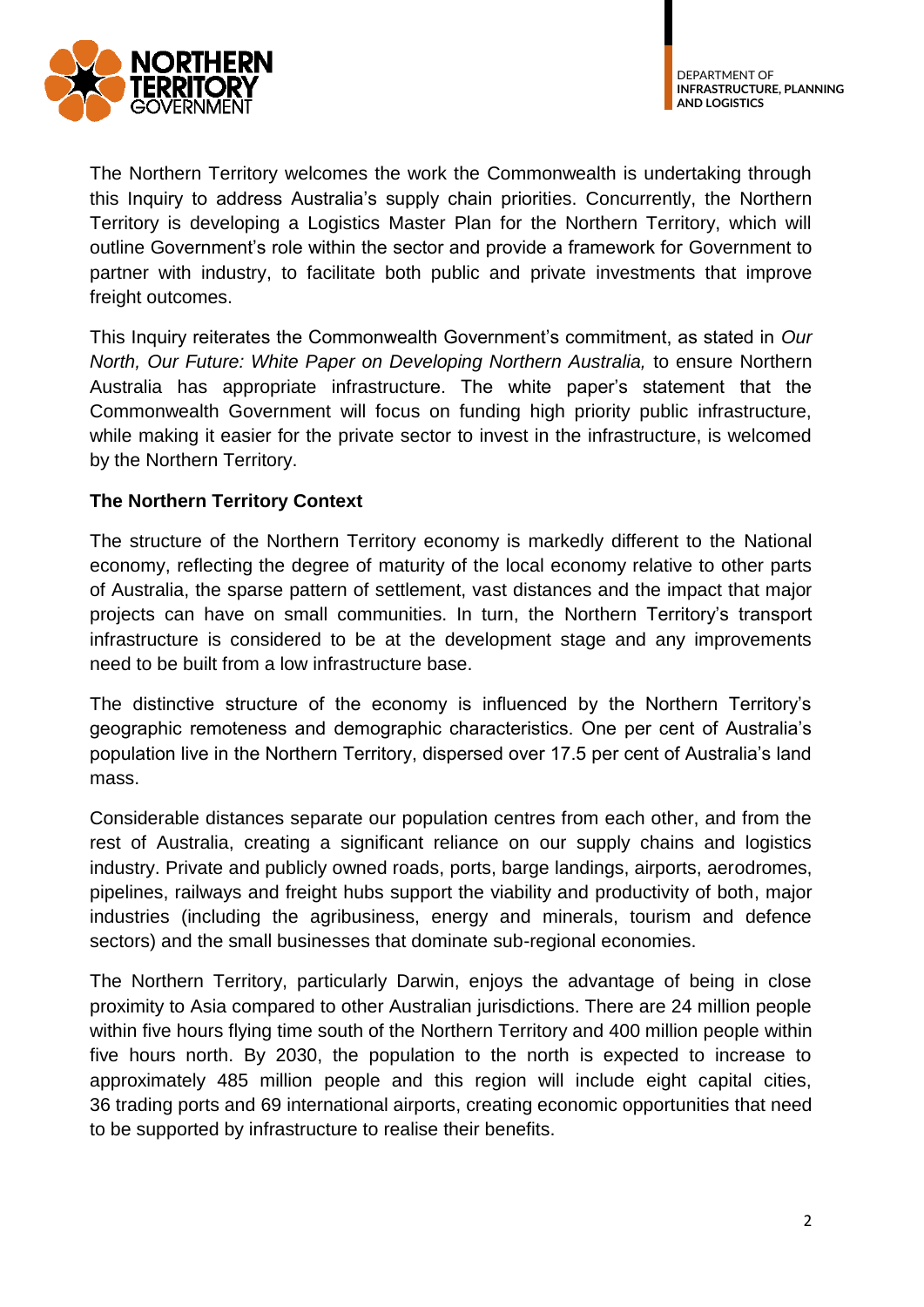The Northern Territory welcomes the work the Commonwealth is undertaking through this Inquiry to address Australia's supply chain priorities. Concurrently, the Northern Territory is developing a Logistics Master Plan for the Northern Territory, which will outline Government's role within the sector and provide a framework for Government to partner with industry, to facilitate both public and private investments that improve freight outcomes.

This Inquiry reiterates the Commonwealth Government's commitment, as stated in *Our North, Our Future: White Paper on Developing Northern Australia,* to ensure Northern Australia has appropriate infrastructure. The white paper's statement that the Commonwealth Government will focus on funding high priority public infrastructure, while making it easier for the private sector to invest in the infrastructure, is welcomed by the Northern Territory.

**The Northern Territory Context**

The structure of the Northern Territory economy is markedly different to the National economy, reflecting the degree of maturity of the local economy relative to other parts of Australia, the sparse pattern of settlement, vast distances and the impact that major projects can have on small communities. In turn, the Northern Territory's transport infrastructure is considered to be at the development stage and any improvements need to be built from a low infrastructure base.

The distinctive structure of the economy is influenced by the Northern Territory's geographic remoteness and demographic characteristics. One per cent of Australia's population live in the Northern Territory, dispersed over 17.5 per cent of Australia's land mass.

Considerable distances separate our population centres from each other, and from the rest of Australia, creating a significant reliance on our supply chains and logistics industry. Private and publicly owned roads, ports, barge landings, airports, aerodromes, pipelines, railways and freight hubs support the viability and productivity of both, major industries (including the agribusiness, energy and minerals, tourism and defence sectors) and the small businesses that dominate sub-regional economies.

The Northern Territory, particularly Darwin, enjoys the advantage of being in close proximity to Asia compared to other Australian jurisdictions. There are 24 million people within five hours flying time south of the Northern Territory and 400 million people within five hours north. By 2030, the population to the north is expected to increase to approximately 485 million people and this region will include eight capital cities, 36 trading ports and 69 international airports, creating economic opportunities that need to be supported by infrastructure to realise their benefits.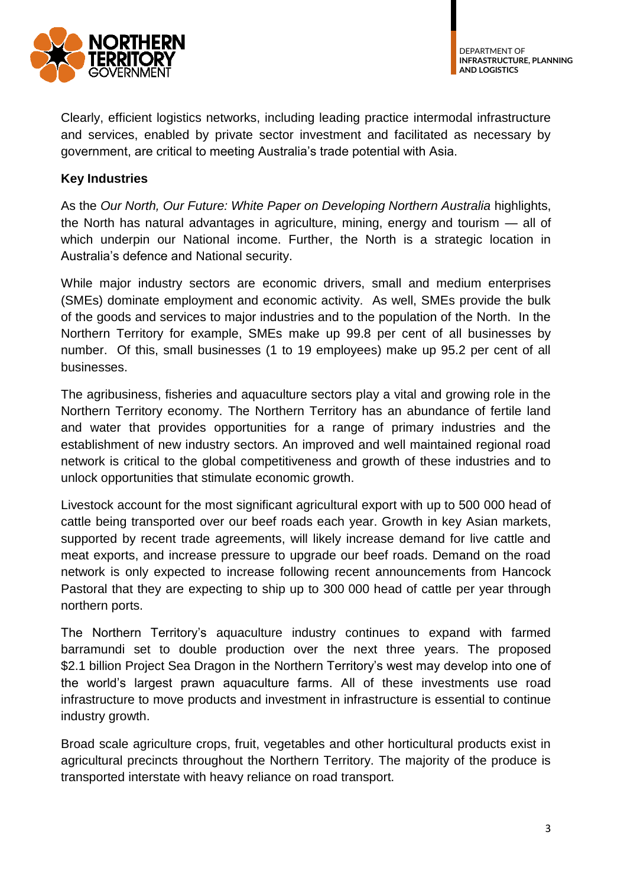Clearly, efficient logistics networks, including leading practice intermodal infrastructure and services, enabled by private sector investment and facilitated as necessary by government, are critical to meeting Australia's trade potential with Asia.

**Key Industries**

As the *Our North, Our Future: White Paper on Developing Northern Australia* highlights, the North has natural advantages in agriculture, mining, energy and tourism — all of which underpin our National income. Further, the North is a strategic location in Australia's defence and National security.

While major industry sectors are economic drivers, small and medium enterprises (SMEs) dominate employment and economic activity. As well, SMEs provide the bulk of the goods and services to major industries and to the population of the North. In the Northern Territory for example, SMEs make up 99.8 per cent of all businesses by number. Of this, small businesses (1 to 19 employees) make up 95.2 per cent of all businesses.

The agribusiness, fisheries and aquaculture sectors play a vital and growing role in the Northern Territory economy. The Northern Territory has an abundance of fertile land and water that provides opportunities for a range of primary industries and the establishment of new industry sectors. An improved and well maintained regional road network is critical to the global competitiveness and growth of these industries and to unlock opportunities that stimulate economic growth.

Livestock account for the most significant agricultural export with up to 500 000 head of cattle being transported over our beef roads each year. Growth in key Asian markets, supported by recent trade agreements, will likely increase demand for live cattle and meat exports, and increase pressure to upgrade our beef roads. Demand on the road network is only expected to increase following recent announcements from Hancock Pastoral that they are expecting to ship up to 300 000 head of cattle per year through northern ports.

The Northern Territory's aquaculture industry continues to expand with farmed barramundi set to double production over the next three years. The proposed $2.1 billion Project Sea Dragon in the Northern Territory's west may develop into one of the world's largest prawn aquaculture farms. All of these investments use road infrastructure to move products and investment in infrastructure is essential to continue industry growth.

Broad scale agriculture crops, fruit, vegetables and other horticultural products exist in agricultural precincts throughout the Northern Territory. The majority of the produce is transported interstate with heavy reliance on road transport.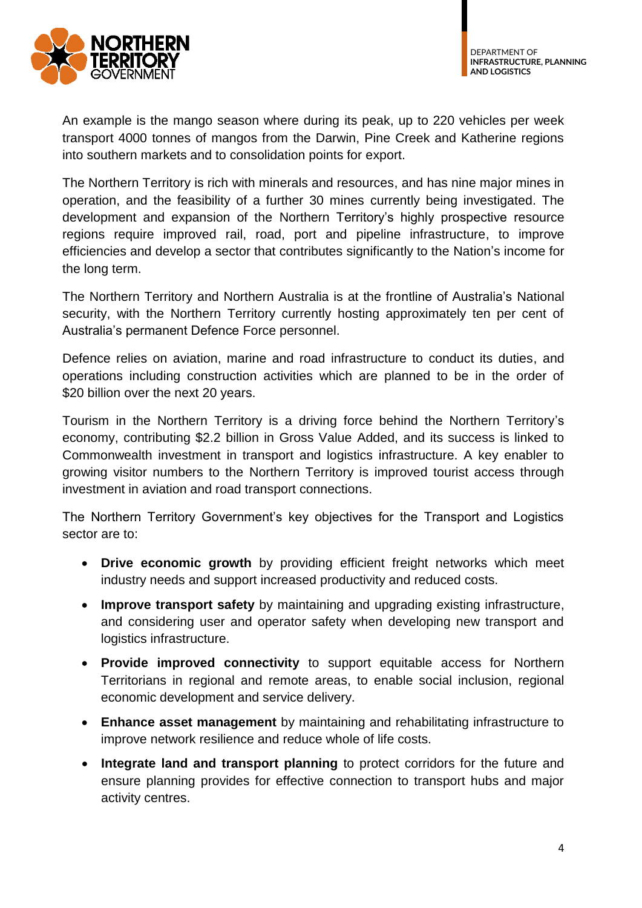An example is the mango season where during its peak, up to 220 vehicles per week transport 4000 tonnes of mangos from the Darwin, Pine Creek and Katherine regions into southern markets and to consolidation points for export.

The Northern Territory is rich with minerals and resources, and has nine major mines in operation, and the feasibility of a further 30 mines currently being investigated. The development and expansion of the Northern Territory's highly prospective resource regions require improved rail, road, port and pipeline infrastructure, to improve efficiencies and develop a sector that contributes significantly to the Nation's income for the long term.

The Northern Territory and Northern Australia is at the frontline of Australia's National security, with the Northern Territory currently hosting approximately ten per cent of Australia's permanent Defence Force personnel.

Defence relies on aviation, marine and road infrastructure to conduct its duties, and operations including construction activities which are planned to be in the order of $20 billion over the next 20 years.

Tourism in the Northern Territory is a driving force behind the Northern Territory's economy, contributing $2.2 billion in Gross Value Added, and its success is linked to Commonwealth investment in transport and logistics infrastructure. A key enabler to growing visitor numbers to the Northern Territory is improved tourist access through investment in aviation and road transport connections.

The Northern Territory Government's key objectives for the Transport and Logistics sector are to:

- **Drive economic growth** by providing efficient freight networks which meet industry needs and support increased productivity and reduced costs.
- **Improve transport safety** by maintaining and upgrading existing infrastructure, and considering user and operator safety when developing new transport and logistics infrastructure.
- **Provide improved connectivity** to support equitable access for Northern Territorians in regional and remote areas, to enable social inclusion, regional economic development and service delivery.
- **Enhance asset management** by maintaining and rehabilitating infrastructure to improve network resilience and reduce whole of life costs.
- **Integrate land and transport planning** to protect corridors for the future and ensure planning provides for effective connection to transport hubs and major activity centres.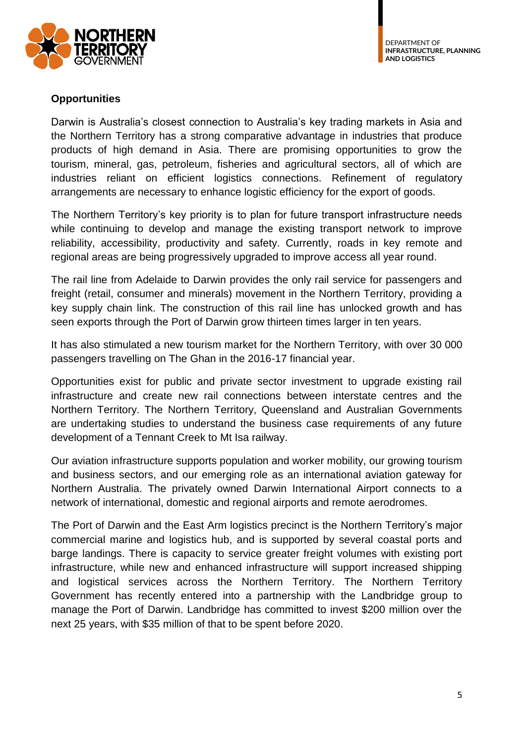**Opportunities**

Darwin is Australia's closest connection to Australia's key trading markets in Asia and the Northern Territory has a strong comparative advantage in industries that produce products of high demand in Asia. There are promising opportunities to grow the tourism, mineral, gas, petroleum, fisheries and agricultural sectors, all of which are industries reliant on efficient logistics connections. Refinement of regulatory arrangements are necessary to enhance logistic efficiency for the export of goods.

The Northern Territory's key priority is to plan for future transport infrastructure needs while continuing to develop and manage the existing transport network to improve reliability, accessibility, productivity and safety. Currently, roads in key remote and regional areas are being progressively upgraded to improve access all year round.

The rail line from Adelaide to Darwin provides the only rail service for passengers and freight (retail, consumer and minerals) movement in the Northern Territory, providing a key supply chain link. The construction of this rail line has unlocked growth and has seen exports through the Port of Darwin grow thirteen times larger in ten years.

It has also stimulated a new tourism market for the Northern Territory, with over 30 000 passengers travelling on The Ghan in the 2016-17 financial year.

Opportunities exist for public and private sector investment to upgrade existing rail infrastructure and create new rail connections between interstate centres and the Northern Territory. The Northern Territory, Queensland and Australian Governments are undertaking studies to understand the business case requirements of any future development of a Tennant Creek to Mt Isa railway.

Our aviation infrastructure supports population and worker mobility, our growing tourism and business sectors, and our emerging role as an international aviation gateway for Northern Australia. The privately owned Darwin International Airport connects to a network of international, domestic and regional airports and remote aerodromes.

The Port of Darwin and the East Arm logistics precinct is the Northern Territory's major commercial marine and logistics hub, and is supported by several coastal ports and barge landings. There is capacity to service greater freight volumes with existing port infrastructure, while new and enhanced infrastructure will support increased shipping and logistical services across the Northern Territory. The Northern Territory Government has recently entered into a partnership with the Landbridge group to manage the Port of Darwin. Landbridge has committed to invest $200 million over the next 25 years, with $35 million of that to be spent before 2020.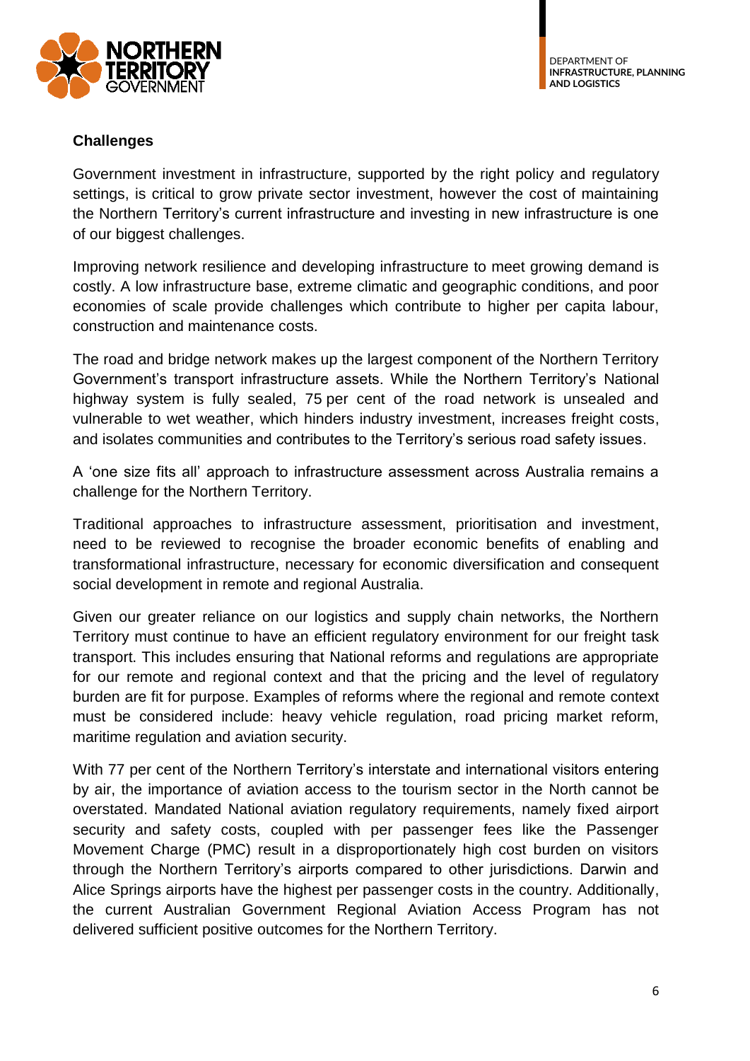**Challenges**

Government investment in infrastructure, supported by the right policy and regulatory settings, is critical to grow private sector investment, however the cost of maintaining the Northern Territory's current infrastructure and investing in new infrastructure is one of our biggest challenges.

Improving network resilience and developing infrastructure to meet growing demand is costly. A low infrastructure base, extreme climatic and geographic conditions, and poor economies of scale provide challenges which contribute to higher per capita labour, construction and maintenance costs.

The road and bridge network makes up the largest component of the Northern Territory Government's transport infrastructure assets. While the Northern Territory's National highway system is fully sealed, 75 per cent of the road network is unsealed and vulnerable to wet weather, which hinders industry investment, increases freight costs, and isolates communities and contributes to the Territory's serious road safety issues.

A 'one size fits all' approach to infrastructure assessment across Australia remains a challenge for the Northern Territory.

Traditional approaches to infrastructure assessment, prioritisation and investment, need to be reviewed to recognise the broader economic benefits of enabling and transformational infrastructure, necessary for economic diversification and consequent social development in remote and regional Australia.

Given our greater reliance on our logistics and supply chain networks, the Northern Territory must continue to have an efficient regulatory environment for our freight task transport. This includes ensuring that National reforms and regulations are appropriate for our remote and regional context and that the pricing and the level of regulatory burden are fit for purpose. Examples of reforms where the regional and remote context must be considered include: heavy vehicle regulation, road pricing market reform, maritime regulation and aviation security.

With 77 per cent of the Northern Territory's interstate and international visitors entering by air, the importance of aviation access to the tourism sector in the North cannot be overstated. Mandated National aviation regulatory requirements, namely fixed airport security and safety costs, coupled with per passenger fees like the Passenger Movement Charge (PMC) result in a disproportionately high cost burden on visitors through the Northern Territory's airports compared to other jurisdictions. Darwin and Alice Springs airports have the highest per passenger costs in the country. Additionally, the current Australian Government Regional Aviation Access Program has not delivered sufficient positive outcomes for the Northern Territory.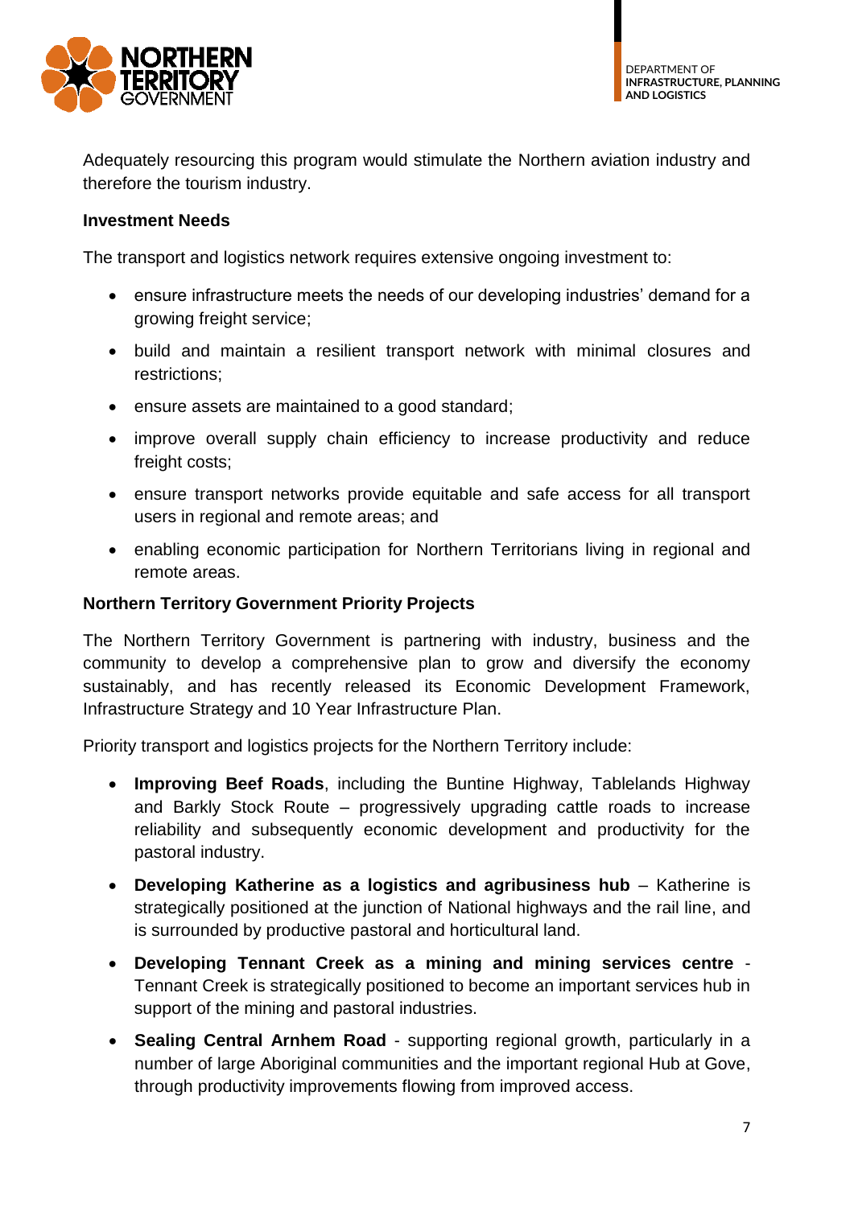Adequately resourcing this program would stimulate the Northern aviation industry and therefore the tourism industry.

**Investment Needs**

The transport and logistics network requires extensive ongoing investment to:

- ensure infrastructure meets the needs of our developing industries' demand for a growing freight service;
- build and maintain a resilient transport network with minimal closures and restrictions;
- ensure assets are maintained to a good standard;
- improve overall supply chain efficiency to increase productivity and reduce freight costs;
- ensure transport networks provide equitable and safe access for all transport users in regional and remote areas; and
- enabling economic participation for Northern Territorians living in regional and remote areas.

**Northern Territory Government Priority Projects**

The Northern Territory Government is partnering with industry, business and the community to develop a comprehensive plan to grow and diversify the economy sustainably, and has recently released its Economic Development Framework, Infrastructure Strategy and 10 Year Infrastructure Plan.

Priority transport and logistics projects for the Northern Territory include:

- **Improving Beef Roads**, including the Buntine Highway, Tablelands Highway and Barkly Stock Route – progressively upgrading cattle roads to increase reliability and subsequently economic development and productivity for the pastoral industry.
- **Developing Katherine as a logistics and agribusiness hub** – Katherine is strategically positioned at the junction of National highways and the rail line, and is surrounded by productive pastoral and horticultural land.
- **Developing Tennant Creek as a mining and mining services centre** - Tennant Creek is strategically positioned to become an important services hub in support of the mining and pastoral industries.
- **Sealing Central Arnhem Road** - supporting regional growth, particularly in a number of large Aboriginal communities and the important regional Hub at Gove, through productivity improvements flowing from improved access.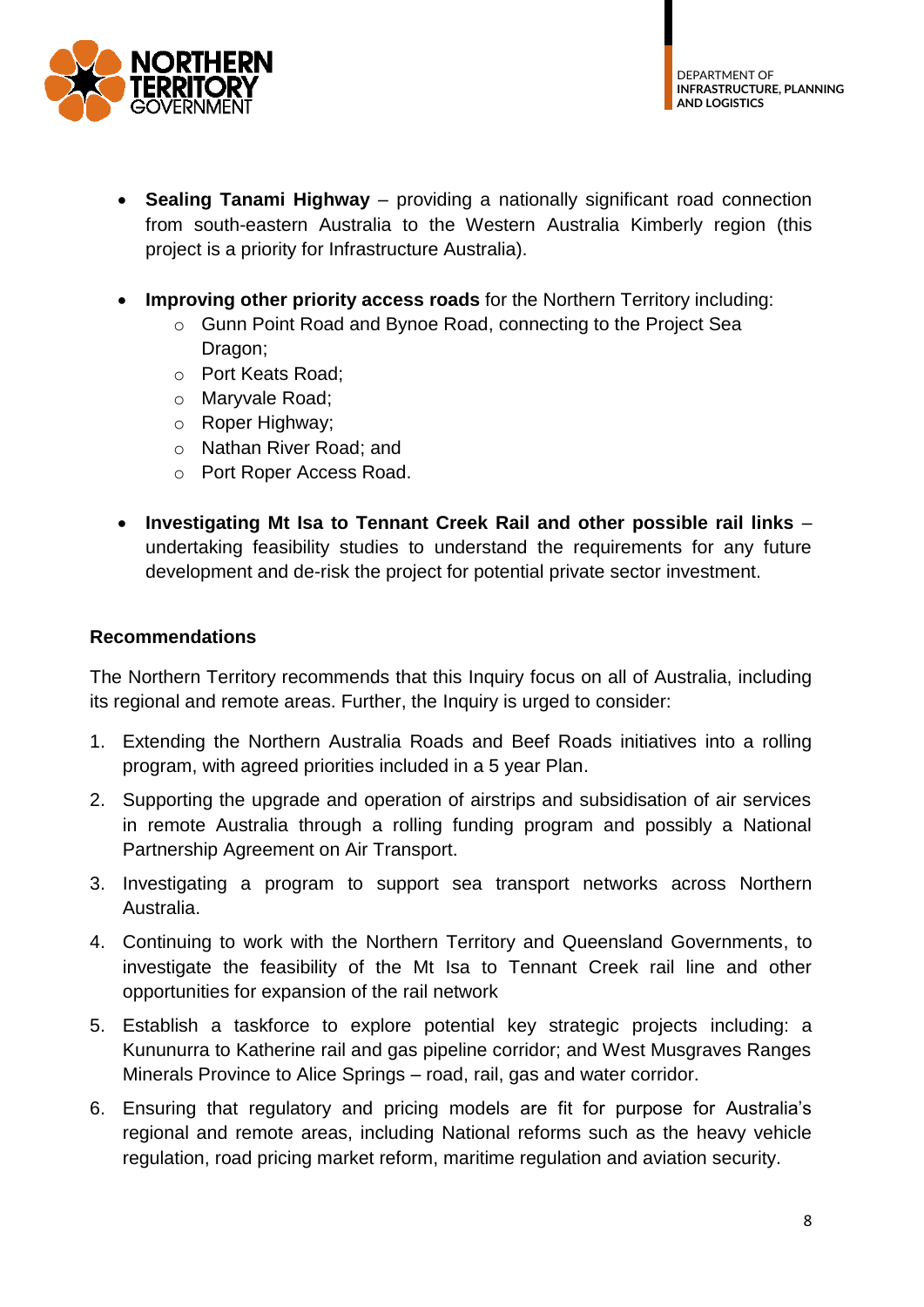- **Sealing Tanami Highway** – providing a nationally significant road connection from south-eastern Australia to the Western Australia Kimberly region (this project is a priority for Infrastructure Australia).

- **Improving other priority access roads** for the Northern Territory including:
  - Gunn Point Road and Bynoe Road, connecting to the Project Sea Dragon;
  - Port Keats Road;
  - Maryvale Road;
  - Roper Highway;
  - Nathan River Road; and
  - Port Roper Access Road.

- **Investigating Mt Isa to Tennant Creek Rail and other possible rail links** – undertaking feasibility studies to understand the requirements for any future development and de-risk the project for potential private sector investment.

**Recommendations**

The Northern Territory recommends that this Inquiry focus on all of Australia, including its regional and remote areas. Further, the Inquiry is urged to consider:

1. Extending the Northern Australia Roads and Beef Roads initiatives into a rolling program, with agreed priorities included in a 5 year Plan.
2. Supporting the upgrade and operation of airstrips and subsidisation of air services in remote Australia through a rolling funding program and possibly a National Partnership Agreement on Air Transport.
3. Investigating a program to support sea transport networks across Northern Australia.
4. Continuing to work with the Northern Territory and Queensland Governments, to investigate the feasibility of the Mt Isa to Tennant Creek rail line and other opportunities for expansion of the rail network
5. Establish a taskforce to explore potential key strategic projects including: a Kununurra to Katherine rail and gas pipeline corridor; and West Musgraves Ranges Minerals Province to Alice Springs – road, rail, gas and water corridor.
6. Ensuring that regulatory and pricing models are fit for purpose for Australia's regional and remote areas, including National reforms such as the heavy vehicle regulation, road pricing market reform, maritime regulation and aviation security.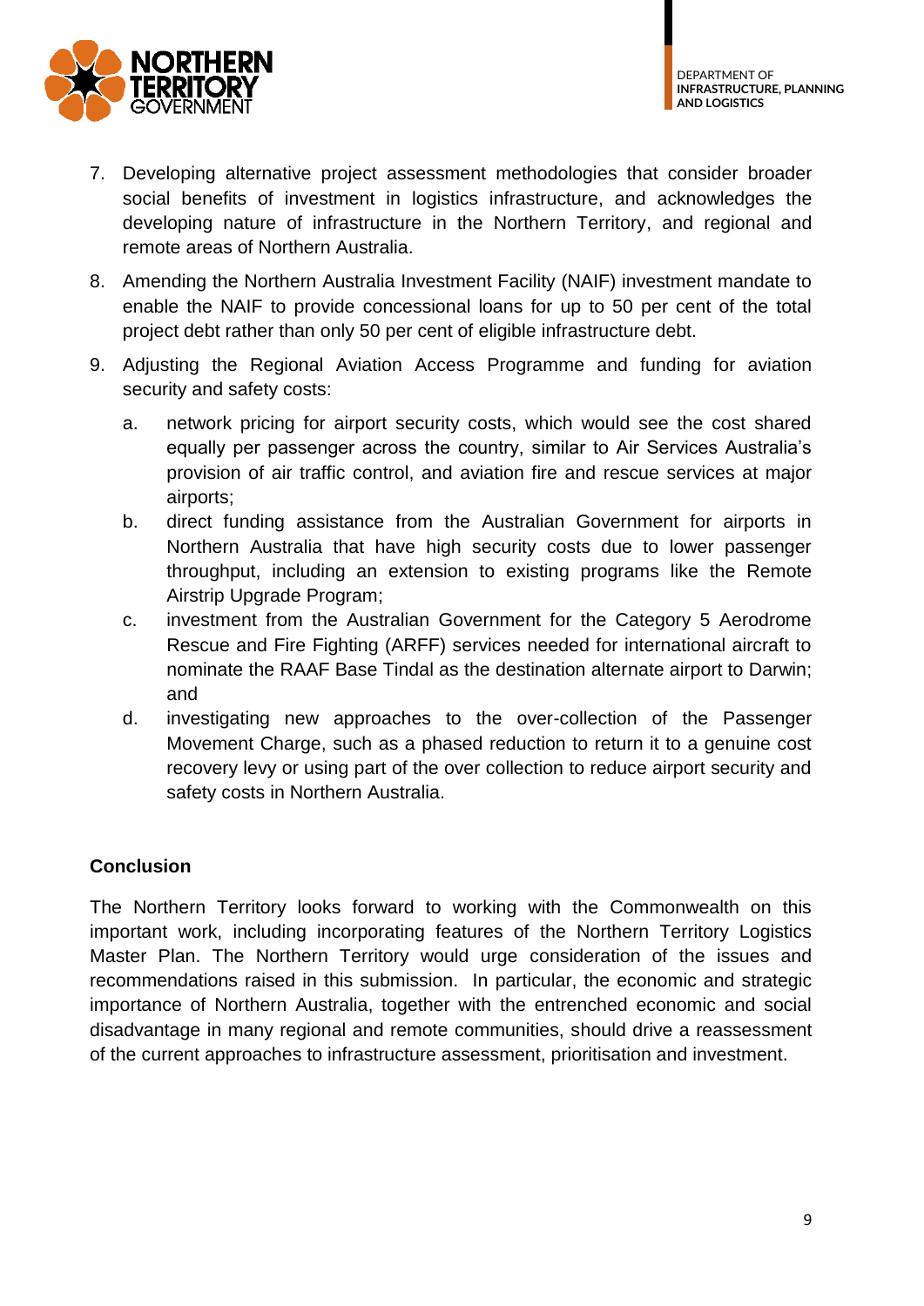7. Developing alternative project assessment methodologies that consider broader social benefits of investment in logistics infrastructure, and acknowledges the developing nature of infrastructure in the Northern Territory, and regional and remote areas of Northern Australia.
8. Amending the Northern Australia Investment Facility (NAIF) investment mandate to enable the NAIF to provide concessional loans for up to 50 per cent of the total project debt rather than only 50 per cent of eligible infrastructure debt.
9. Adjusting the Regional Aviation Access Programme and funding for aviation security and safety costs:
   a. network pricing for airport security costs, which would see the cost shared equally per passenger across the country, similar to Air Services Australia's provision of air traffic control, and aviation fire and rescue services at major airports;
   b. direct funding assistance from the Australian Government for airports in Northern Australia that have high security costs due to lower passenger throughput, including an extension to existing programs like the Remote Airstrip Upgrade Program;
   c. investment from the Australian Government for the Category 5 Aerodrome Rescue and Fire Fighting (ARFF) services needed for international aircraft to nominate the RAAF Base Tindal as the destination alternate airport to Darwin; and
   d. investigating new approaches to the over-collection of the Passenger Movement Charge, such as a phased reduction to return it to a genuine cost recovery levy or using part of the over collection to reduce airport security and safety costs in Northern Australia.

**Conclusion**

The Northern Territory looks forward to working with the Commonwealth on this important work, including incorporating features of the Northern Territory Logistics Master Plan. The Northern Territory would urge consideration of the issues and recommendations raised in this submission. In particular, the economic and strategic importance of Northern Australia, together with the entrenched economic and social disadvantage in many regional and remote communities, should drive a reassessment of the current approaches to infrastructure assessment, prioritisation and investment.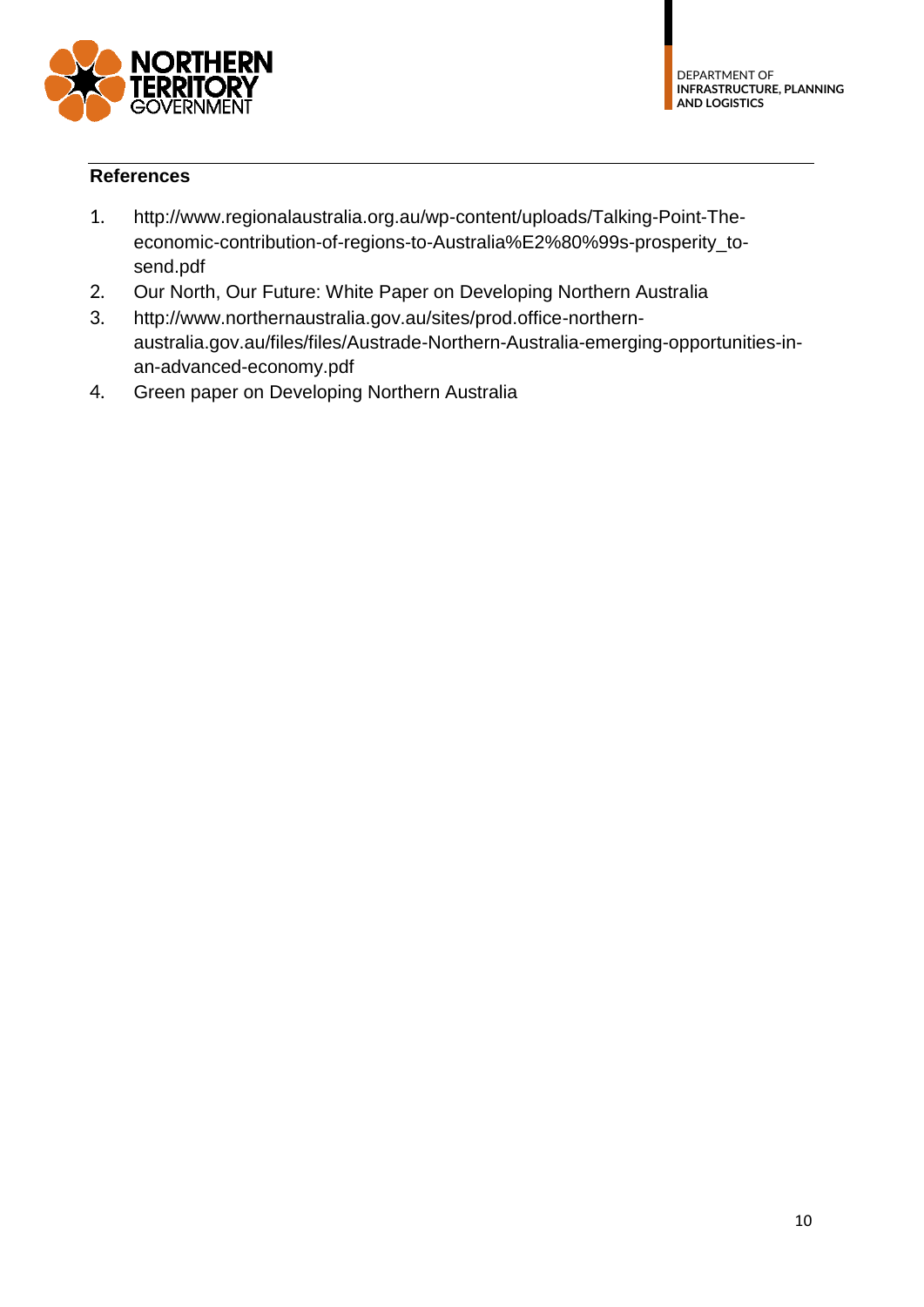## References

1. http://www.regionalaustralia.org.au/wp-content/uploads/Talking-Point-The-economic-contribution-of-regions-to-Australia%E2%80%99s-prosperity_to-send.pdf
2. Our North, Our Future: White Paper on Developing Northern Australia
3. http://www.northernaustralia.gov.au/sites/prod.office-northern-australia.gov.au/files/files/Austrade-Northern-Australia-emerging-opportunities-in-an-advanced-economy.pdf
4. Green paper on Developing Northern Australia